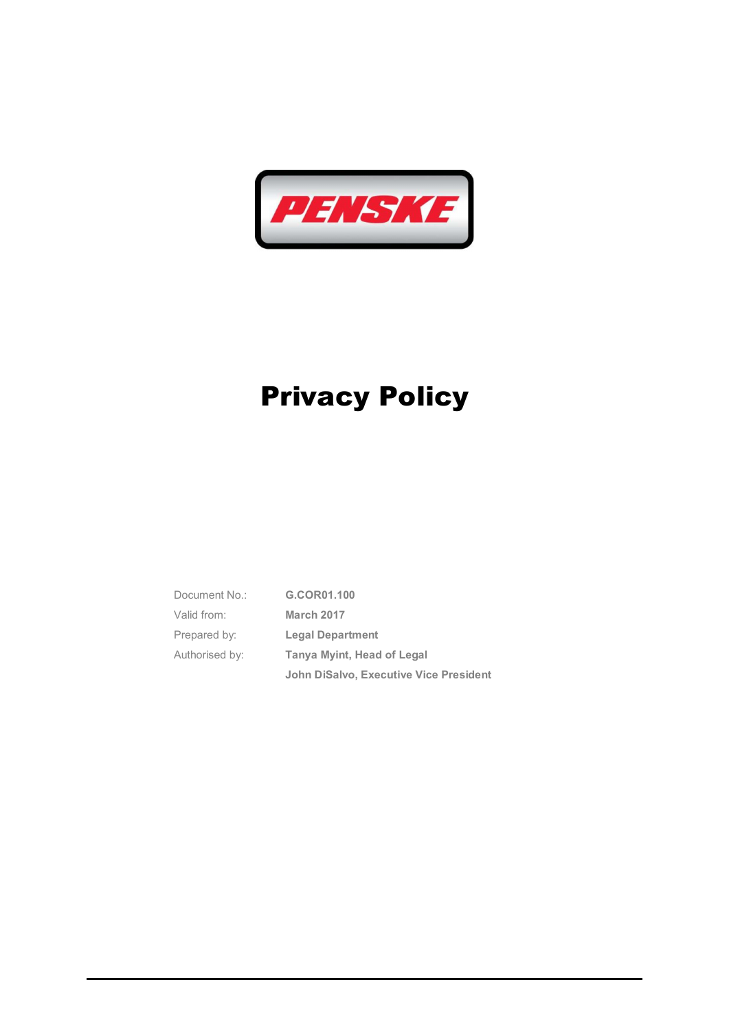PENSKE

# Privacy Policy

| | |
|---|---|
| Document No.: | **G.COR01.100** |
| Valid from: | **March 2017** |
| Prepared by: | **Legal Department** |
| Authorised by: | **Tanya Myint, Head of Legal** |
| | **John DiSalvo, Executive Vice President** |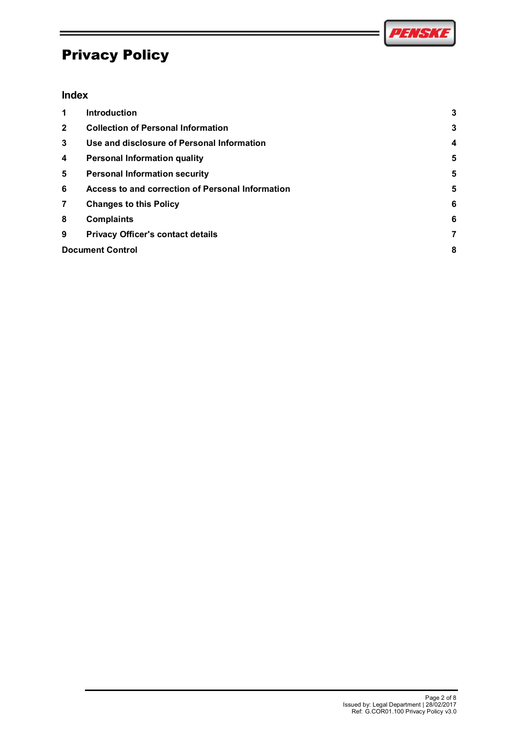# Privacy Policy

## Index

| | | |
|---|---|---|
| **1** | **Introduction** | **3** |
| **2** | **Collection of Personal Information** | **3** |
| **3** | **Use and disclosure of Personal Information** | **4** |
| **4** | **Personal Information quality** | **5** |
| **5** | **Personal Information security** | **5** |
| **6** | **Access to and correction of Personal Information** | **5** |
| **7** | **Changes to this Policy** | **6** |
| **8** | **Complaints** | **6** |
| **9** | **Privacy Officer's contact details** | **7** |
| **Document Control** | | **8** |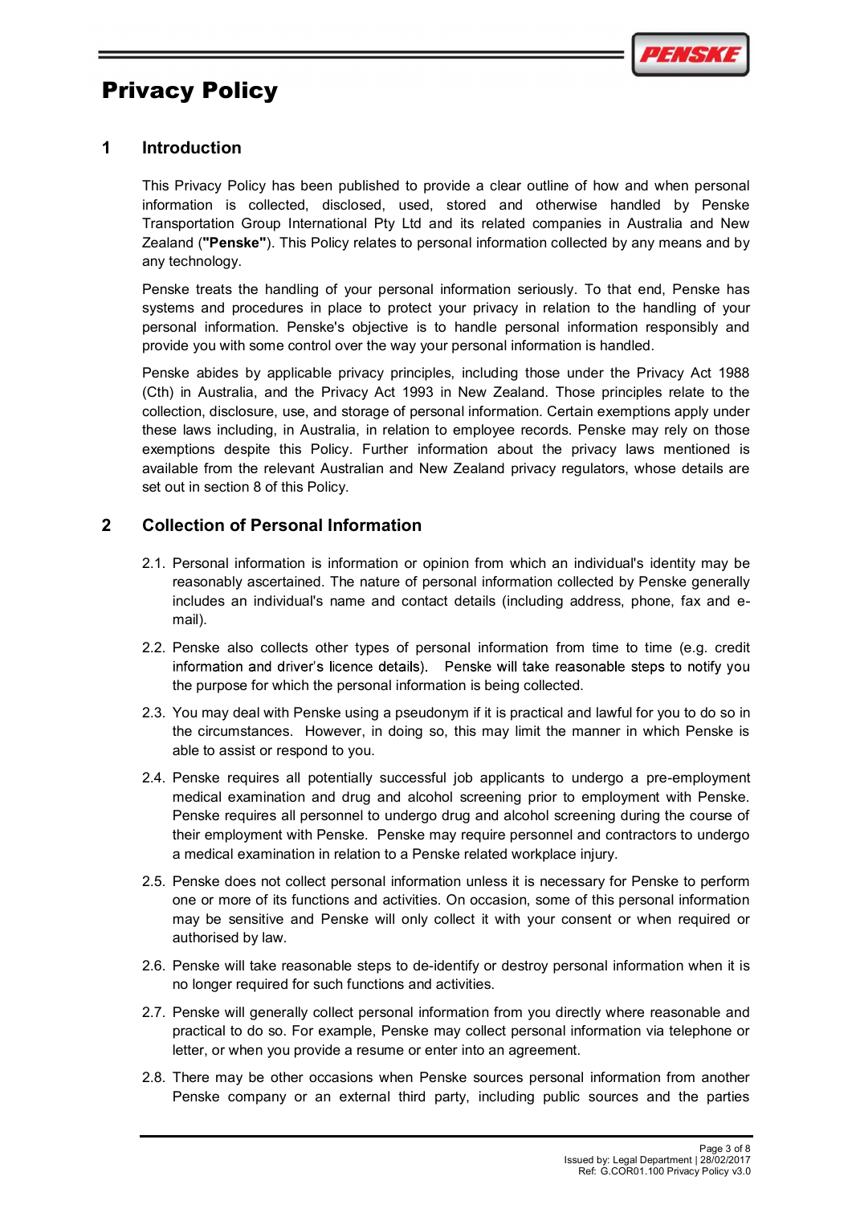# Privacy Policy

## 1 Introduction

This Privacy Policy has been published to provide a clear outline of how and when personal information is collected, disclosed, used, stored and otherwise handled by Penske Transportation Group International Pty Ltd and its related companies in Australia and New Zealand (**"Penske"**). This Policy relates to personal information collected by any means and by any technology.

Penske treats the handling of your personal information seriously. To that end, Penske has systems and procedures in place to protect your privacy in relation to the handling of your personal information. Penske's objective is to handle personal information responsibly and provide you with some control over the way your personal information is handled.

Penske abides by applicable privacy principles, including those under the Privacy Act 1988 (Cth) in Australia, and the Privacy Act 1993 in New Zealand. Those principles relate to the collection, disclosure, use, and storage of personal information. Certain exemptions apply under these laws including, in Australia, in relation to employee records. Penske may rely on those exemptions despite this Policy. Further information about the privacy laws mentioned is available from the relevant Australian and New Zealand privacy regulators, whose details are set out in section 8 of this Policy.

## 2 Collection of Personal Information

2.1. Personal information is information or opinion from which an individual's identity may be reasonably ascertained. The nature of personal information collected by Penske generally includes an individual's name and contact details (including address, phone, fax and e-mail).

2.2. Penske also collects other types of personal information from time to time (e.g. credit information and driver's licence details). Penske will take reasonable steps to notify you the purpose for which the personal information is being collected.

2.3. You may deal with Penske using a pseudonym if it is practical and lawful for you to do so in the circumstances. However, in doing so, this may limit the manner in which Penske is able to assist or respond to you.

2.4. Penske requires all potentially successful job applicants to undergo a pre-employment medical examination and drug and alcohol screening prior to employment with Penske. Penske requires all personnel to undergo drug and alcohol screening during the course of their employment with Penske. Penske may require personnel and contractors to undergo a medical examination in relation to a Penske related workplace injury.

2.5. Penske does not collect personal information unless it is necessary for Penske to perform one or more of its functions and activities. On occasion, some of this personal information may be sensitive and Penske will only collect it with your consent or when required or authorised by law.

2.6. Penske will take reasonable steps to de-identify or destroy personal information when it is no longer required for such functions and activities.

2.7. Penske will generally collect personal information from you directly where reasonable and practical to do so. For example, Penske may collect personal information via telephone or letter, or when you provide a resume or enter into an agreement.

2.8. There may be other occasions when Penske sources personal information from another Penske company or an external third party, including public sources and the parties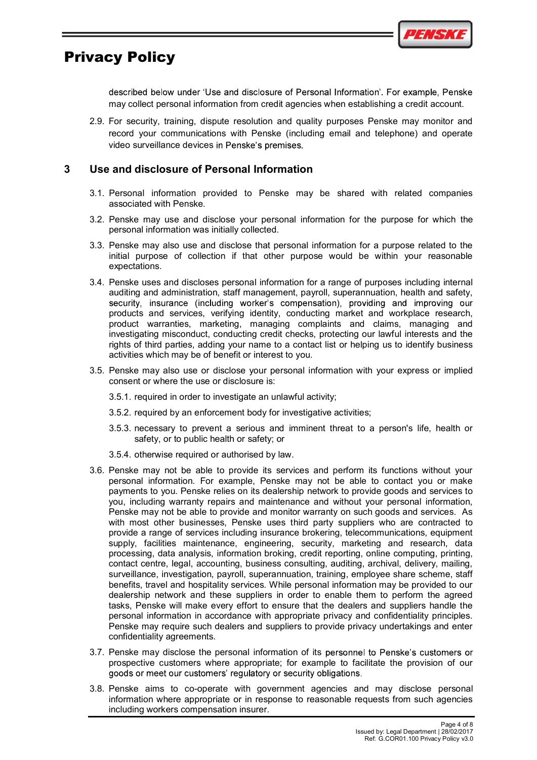described below under 'Use and disclosure of Personal Information'. For example, Penske may collect personal information from credit agencies when establishing a credit account.

2.9. For security, training, dispute resolution and quality purposes Penske may monitor and record your communications with Penske (including email and telephone) and operate video surveillance devices in Penske's premises.

## 3 Use and disclosure of Personal Information

3.1. Personal information provided to Penske may be shared with related companies associated with Penske.

3.2. Penske may use and disclose your personal information for the purpose for which the personal information was initially collected.

3.3. Penske may also use and disclose that personal information for a purpose related to the initial purpose of collection if that other purpose would be within your reasonable expectations.

3.4. Penske uses and discloses personal information for a range of purposes including internal auditing and administration, staff management, payroll, superannuation, health and safety, security, insurance (including worker's compensation), providing and improving our products and services, verifying identity, conducting market and workplace research, product warranties, marketing, managing complaints and claims, managing and investigating misconduct, conducting credit checks, protecting our lawful interests and the rights of third parties, adding your name to a contact list or helping us to identify business activities which may be of benefit or interest to you.

3.5. Penske may also use or disclose your personal information with your express or implied consent or where the use or disclosure is:

3.5.1. required in order to investigate an unlawful activity;

3.5.2. required by an enforcement body for investigative activities;

3.5.3. necessary to prevent a serious and imminent threat to a person's life, health or safety, or to public health or safety; or

3.5.4. otherwise required or authorised by law.

3.6. Penske may not be able to provide its services and perform its functions without your personal information. For example, Penske may not be able to contact you or make payments to you. Penske relies on its dealership network to provide goods and services to you, including warranty repairs and maintenance and without your personal information, Penske may not be able to provide and monitor warranty on such goods and services. As with most other businesses, Penske uses third party suppliers who are contracted to provide a range of services including insurance brokering, telecommunications, equipment supply, facilities maintenance, engineering, security, marketing and research, data processing, data analysis, information broking, credit reporting, online computing, printing, contact centre, legal, accounting, business consulting, auditing, archival, delivery, mailing, surveillance, investigation, payroll, superannuation, training, employee share scheme, staff benefits, travel and hospitality services. While personal information may be provided to our dealership network and these suppliers in order to enable them to perform the agreed tasks, Penske will make every effort to ensure that the dealers and suppliers handle the personal information in accordance with appropriate privacy and confidentiality principles. Penske may require such dealers and suppliers to provide privacy undertakings and enter confidentiality agreements.

3.7. Penske may disclose the personal information of its personnel to Penske's customers or prospective customers where appropriate; for example to facilitate the provision of our goods or meet our customers' regulatory or security obligations.

3.8. Penske aims to co-operate with government agencies and may disclose personal information where appropriate or in response to reasonable requests from such agencies including workers compensation insurer.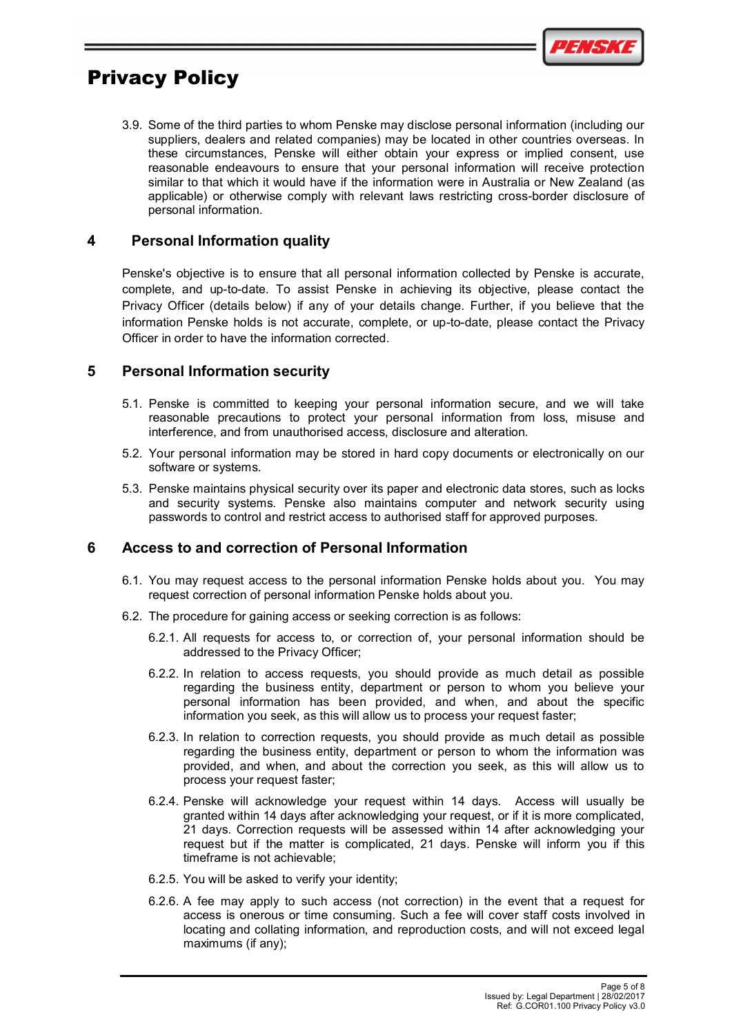3.9. Some of the third parties to whom Penske may disclose personal information (including our suppliers, dealers and related companies) may be located in other countries overseas. In these circumstances, Penske will either obtain your express or implied consent, use reasonable endeavours to ensure that your personal information will receive protection similar to that which it would have if the information were in Australia or New Zealand (as applicable) or otherwise comply with relevant laws restricting cross-border disclosure of personal information.

## 4 Personal Information quality

Penske's objective is to ensure that all personal information collected by Penske is accurate, complete, and up-to-date. To assist Penske in achieving its objective, please contact the Privacy Officer (details below) if any of your details change. Further, if you believe that the information Penske holds is not accurate, complete, or up-to-date, please contact the Privacy Officer in order to have the information corrected.

## 5 Personal Information security

5.1. Penske is committed to keeping your personal information secure, and we will take reasonable precautions to protect your personal information from loss, misuse and interference, and from unauthorised access, disclosure and alteration.

5.2. Your personal information may be stored in hard copy documents or electronically on our software or systems.

5.3. Penske maintains physical security over its paper and electronic data stores, such as locks and security systems. Penske also maintains computer and network security using passwords to control and restrict access to authorised staff for approved purposes.

## 6 Access to and correction of Personal Information

6.1. You may request access to the personal information Penske holds about you. You may request correction of personal information Penske holds about you.

6.2. The procedure for gaining access or seeking correction is as follows:

6.2.1. All requests for access to, or correction of, your personal information should be addressed to the Privacy Officer;

6.2.2. In relation to access requests, you should provide as much detail as possible regarding the business entity, department or person to whom you believe your personal information has been provided, and when, and about the specific information you seek, as this will allow us to process your request faster;

6.2.3. In relation to correction requests, you should provide as much detail as possible regarding the business entity, department or person to whom the information was provided, and when, and about the correction you seek, as this will allow us to process your request faster;

6.2.4. Penske will acknowledge your request within 14 days. Access will usually be granted within 14 days after acknowledging your request, or if it is more complicated, 21 days. Correction requests will be assessed within 14 after acknowledging your request but if the matter is complicated, 21 days. Penske will inform you if this timeframe is not achievable;

6.2.5. You will be asked to verify your identity;

6.2.6. A fee may apply to such access (not correction) in the event that a request for access is onerous or time consuming. Such a fee will cover staff costs involved in locating and collating information, and reproduction costs, and will not exceed legal maximums (if any);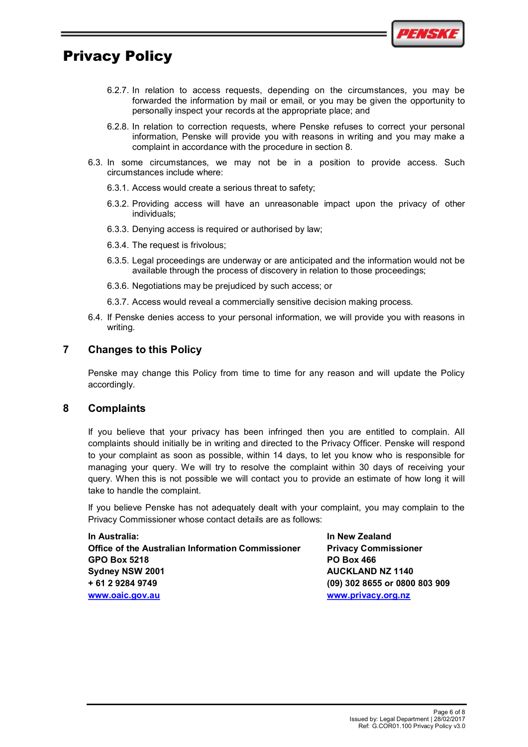6.2.7. In relation to access requests, depending on the circumstances, you may be forwarded the information by mail or email, or you may be given the opportunity to personally inspect your records at the appropriate place; and

6.2.8. In relation to correction requests, where Penske refuses to correct your personal information, Penske will provide you with reasons in writing and you may make a complaint in accordance with the procedure in section 8.

6.3. In some circumstances, we may not be in a position to provide access. Such circumstances include where:

6.3.1. Access would create a serious threat to safety;

6.3.2. Providing access will have an unreasonable impact upon the privacy of other individuals;

6.3.3. Denying access is required or authorised by law;

6.3.4. The request is frivolous;

6.3.5. Legal proceedings are underway or are anticipated and the information would not be available through the process of discovery in relation to those proceedings;

6.3.6. Negotiations may be prejudiced by such access; or

6.3.7. Access would reveal a commercially sensitive decision making process.

6.4. If Penske denies access to your personal information, we will provide you with reasons in writing.

## 7 Changes to this Policy

Penske may change this Policy from time to time for any reason and will update the Policy accordingly.

## 8 Complaints

If you believe that your privacy has been infringed then you are entitled to complain. All complaints should initially be in writing and directed to the Privacy Officer. Penske will respond to your complaint as soon as possible, within 14 days, to let you know who is responsible for managing your query. We will try to resolve the complaint within 30 days of receiving your query. When this is not possible we will contact you to provide an estimate of how long it will take to handle the complaint.

If you believe Penske has not adequately dealt with your complaint, you may complain to the Privacy Commissioner whose contact details are as follows:

**In Australia:**
**Office of the Australian Information Commissioner**
**GPO Box 5218**
**Sydney NSW 2001**
**+ 61 2 9284 9749**
**www.oaic.gov.au**

**In New Zealand**
**Privacy Commissioner**
**PO Box 466**
**AUCKLAND NZ 1140**
**(09) 302 8655 or 0800 803 909**
**www.privacy.org.nz**

Issued by: Legal Department | 28/02/2017
Ref: G.COR01.100 Privacy Policy v3.0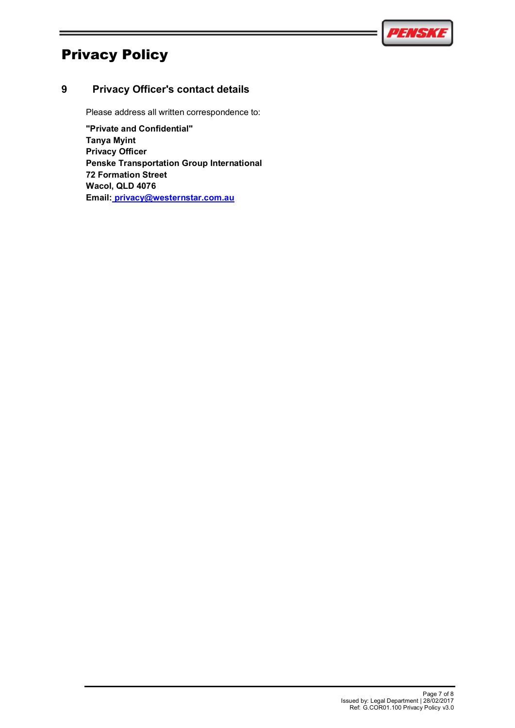# Privacy Policy

## 9 Privacy Officer's contact details

Please address all written correspondence to:

**"Private and Confidential"**
**Tanya Myint**
**Privacy Officer**
**Penske Transportation Group International**
**72 Formation Street**
**Wacol, QLD 4076**
**Email: privacy@westernstar.com.au**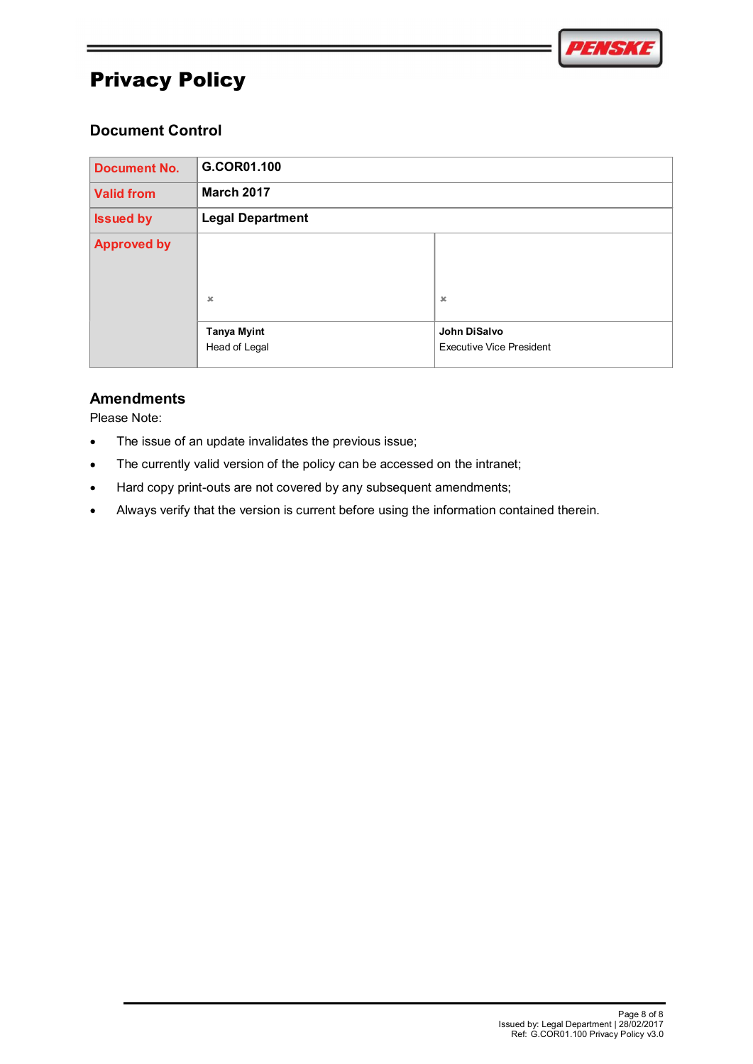# Privacy Policy

## Document Control

| | | |
|---|---|---|
| Document No. | G.COR01.100 | |
| Valid from | March 2017 | |
| Issued by | Legal Department | |
| Approved by | **Tanya Myint**<br>Head of Legal | **John DiSalvo**<br>Executive Vice President |

## Amendments

Please Note:

- The issue of an update invalidates the previous issue;
- The currently valid version of the policy can be accessed on the intranet;
- Hard copy print-outs are not covered by any subsequent amendments;
- Always verify that the version is current before using the information contained therein.